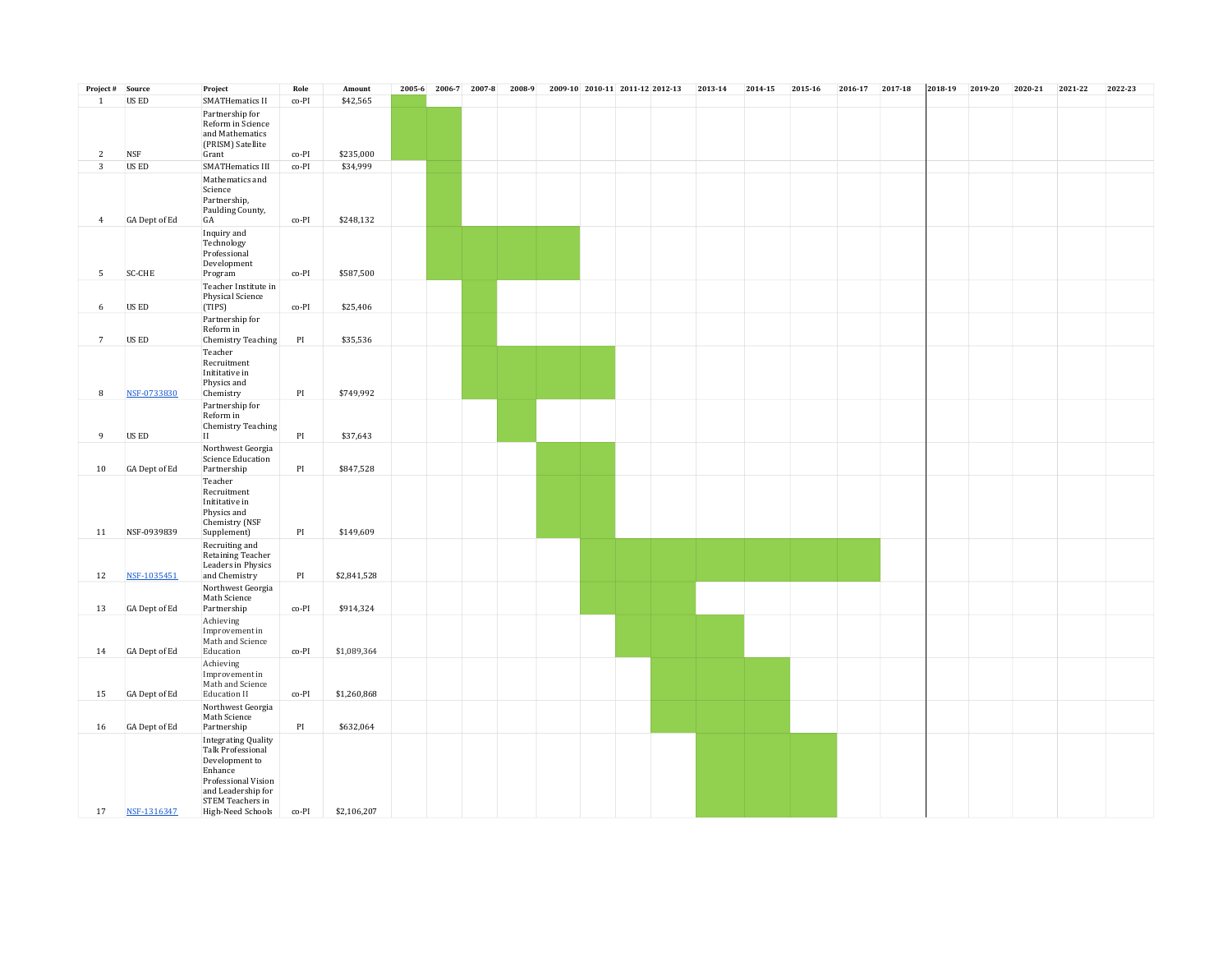| Project # | Source | Project | Role | Amount | 2005-6 | 2006-7 | 2007-8 | 2008-9 | 2009-10 | 2010-11 | 2011-12 | 2012-13 | 2013-14 | 2014-15 | 2015-16 | 2016-17 | 2017-18 | 2018-19 | 2019-20 | 2020-21 | 2021-22 | 2022-23 |
|---|---|---|---|---|---|---|---|---|---|---|---|---|---|---|---|---|---|---|---|---|---|---|
| 1 | US ED | SMATHematics II | co-PI | $42,565 | ■ | | | | | | | | | | | | | | | | | |
| 2 | NSF | Partnership for Reform in Science and Mathematics (PRISM) Satellite Grant | co-PI | $235,000 | ■ | ■ | | | | | | | | | | | | | | | | |
| 3 | US ED | SMATHematics III | co-PI | $34,999 | | ■ | | | | | | | | | | | | | | | | |
| 4 | GA Dept of Ed | Mathematics and Science Partnership, Paulding County, GA | co-PI | $248,132 | | ■ | | | | | | | | | | | | | | | | |
| 5 | SC-CHE | Inquiry and Technology Professional Development Program | co-PI | $587,500 | | ■ | ■ | ■ | ■ | | | | | | | | | | | | | |
| 6 | US ED | Teacher Institute in Physical Science (TIPS) | co-PI | $25,406 | | | ■ | | | | | | | | | | | | | | | |
| 7 | US ED | Partnership for Reform in Chemistry Teaching | PI | $35,536 | | | ■ | | | | | | | | | | | | | | | |
| 8 | NSF-0733830 | Teacher Recruitment Inititative in Physics and Chemistry | PI | $749,992 | | | ■ | ■ | ■ | ■ | | | | | | | | | | | | |
| 9 | US ED | Partnership for Reform in Chemistry Teaching II | PI | $37,643 | | | | ■ | | | | | | | | | | | | | | |
| 10 | GA Dept of Ed | Northwest Georgia Science Education Partnership | PI | $847,528 | | | | | ■ | ■ | | | | | | | | | | | | |
| 11 | NSF-0939839 | Teacher Recruitment Inititative in Physics and Chemistry (NSF Supplement) | PI | $149,609 | | | | | ■ | ■ | | | | | | | | | | | | |
| 12 | NSF-1035451 | Recruiting and Retaining Teacher Leaders in Physics and Chemistry | PI | $2,841,528 | | | | | | ■ | ■ | ■ | ■ | ■ | ■ | ■ | | | | | | |
| 13 | GA Dept of Ed | Northwest Georgia Math Science Partnership | co-PI | $914,324 | | | | | | ■ | ■ | ■ | | | | | | | | | | |
| 14 | GA Dept of Ed | Achieving Improvement in Math and Science Education | co-PI | $1,089,364 | | | | | | | ■ | ■ | ■ | | | | | | | | | |
| 15 | GA Dept of Ed | Achieving Improvement in Math and Science Education II | co-PI | $1,260,868 | | | | | | | | ■ | ■ | ■ | | | | | | | | |
| 16 | GA Dept of Ed | Northwest Georgia Math Science Partnership | PI | $632,064 | | | | | | | | ■ | ■ | ■ | | | | | | | | |
| 17 | NSF-1316347 | Integrating Quality Talk Professional Development to Enhance Professional Vision and Leadership for STEM Teachers in High-Need Schools | co-PI | $2,106,207 | | | | | | | | | ■ | ■ | ■ | | | | | | | |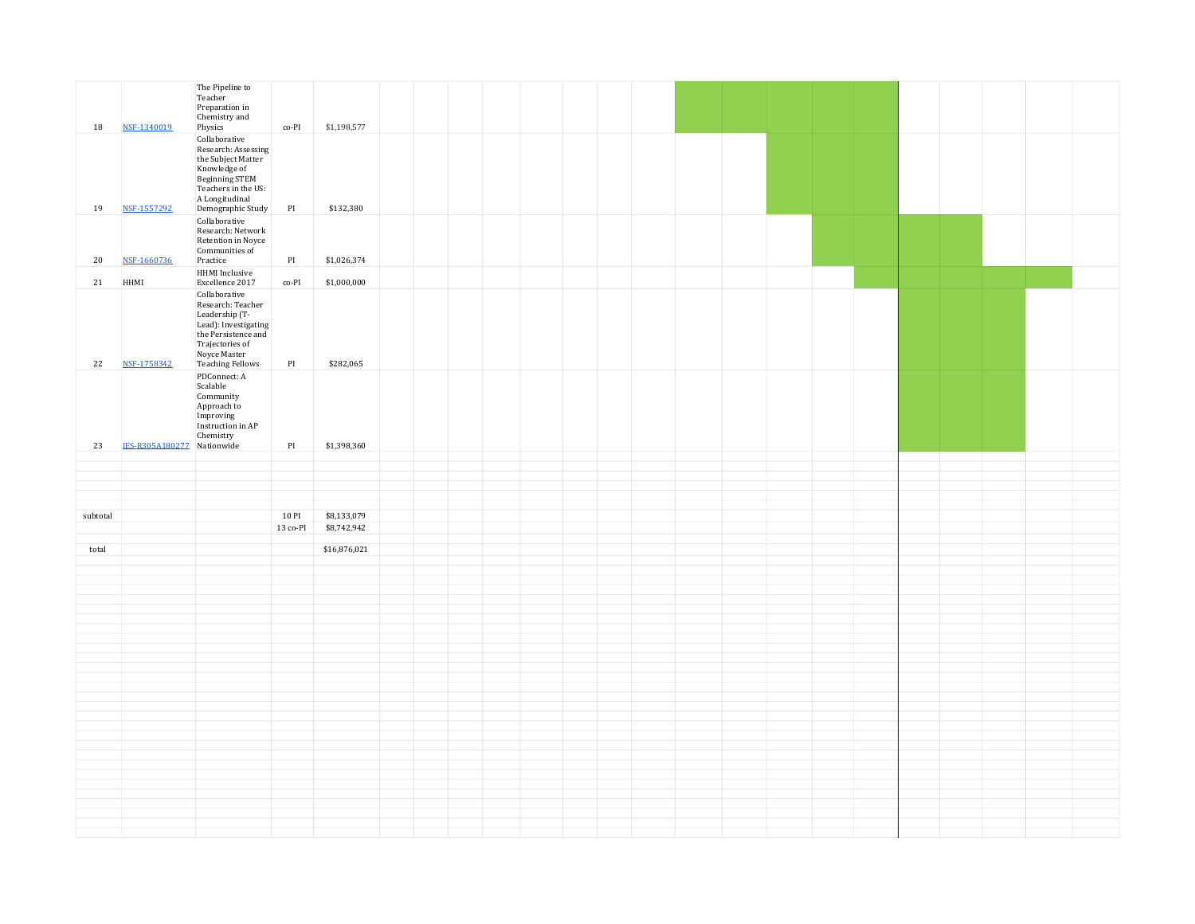| | | | | |
|---|---|---|---|---|
| 18 | NSF-1340019 | The Pipeline to Teacher Preparation in Chemistry and Physics | co-PI | $1,198,577 |
| 19 | NSF-1557292 | Collaborative Research: Assessing the Subject Matter Knowledge of Beginning STEM Teachers in the US: A Longitudinal Demographic Study | PI | $132,380 |
| 20 | NSF-1660736 | Collaborative Research: Network Retention in Noyce Communities of Practice | PI | $1,026,374 |
| 21 | HHMI | HHMI Inclusive Excellence 2017 | co-PI | $1,000,000 |
| 22 | NSF-1758342 | Collaborative Research: Teacher Leadership (T-Lead): Investigating the Persistence and Trajectories of Noyce Master Teaching Fellows | PI | $282,065 |
| 23 | IES-R305A180277 | PDConnect: A Scalable Community Approach to Improving Instruction in AP Chemistry Nationwide | PI | $1,398,360 |
| | | | | |
| subtotal | | | 10 PI | $8,133,079 |
| | | | 13 co-PI | $8,742,942 |
| | | | | |
| total | | | | $16,876,021 |